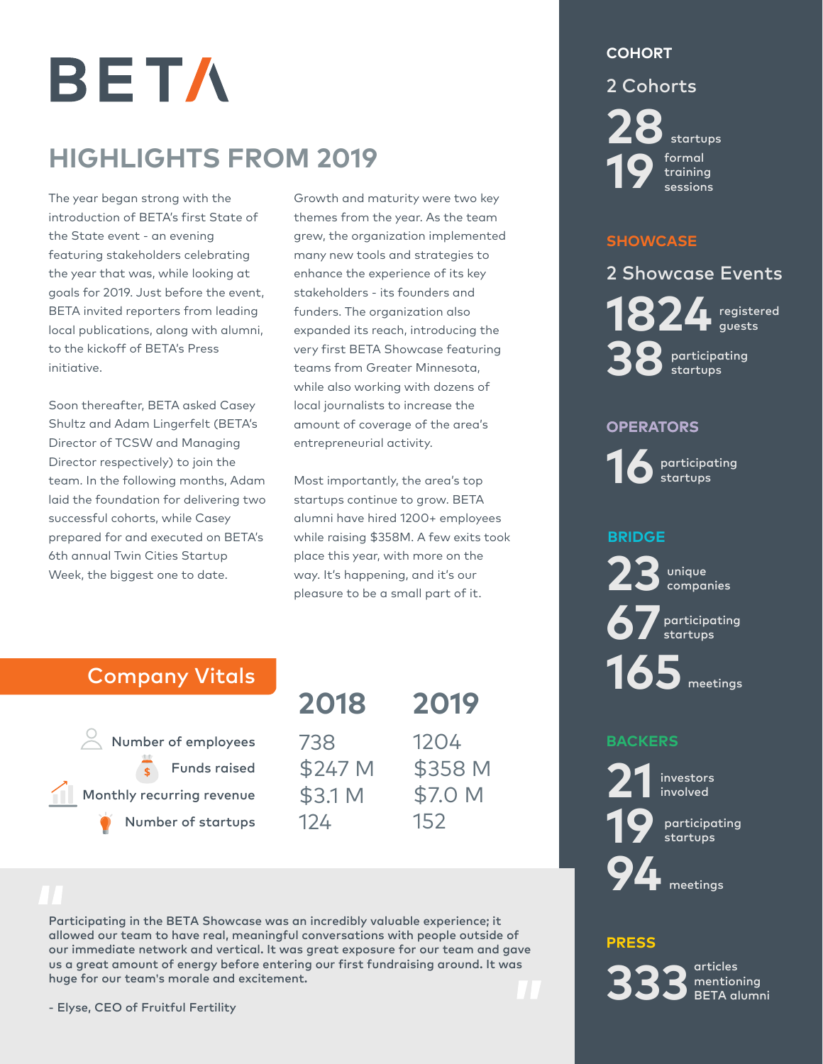# BETA

## HIGHLIGHTS FROM 2019

The year began strong with the introduction of BETA's first State of the State event - an evening featuring stakeholders celebrating the year that was, while looking at goals for 2019. Just before the event, BETA invited reporters from leading local publications, along with alumni, to the kickoff of BETA's Press initiative.

Soon thereafter, BETA asked Casey Shultz and Adam Lingerfelt (BETA's Director of TCSW and Managing Director respectively) to join the team. In the following months, Adam laid the foundation for delivering two successful cohorts, while Casey prepared for and executed on BETA's 6th annual Twin Cities Startup Week, the biggest one to date.

Growth and maturity were two key themes from the year. As the team grew, the organization implemented many new tools and strategies to enhance the experience of its key stakeholders - its founders and funders. The organization also expanded its reach, introducing the very first BETA Showcase featuring teams from Greater Minnesota, while also working with dozens of local journalists to increase the amount of coverage of the area's entrepreneurial activity.

Most importantly, the area's top startups continue to grow. BETA alumni have hired 1200+ employees while raising $358M. A few exits took place this year, with more on the way. It's happening, and it's our pleasure to be a small part of it.

## Company Vitals

| | 2018 | 2019 |
|---|---|---|
| Number of employees | 738 | 1204 |
| Funds raised | $247 M | $358 M |
| Monthly recurring revenue | $3.1 M | $7.0 M |
| Number of startups | 124 | 152 |

"Participating in the BETA Showcase was an incredibly valuable experience; it allowed our team to have real, meaningful conversations with people outside of our immediate network and vertical. It was great exposure for our team and gave us a great amount of energy before entering our first fundraising around. It was huge for our team's morale and excitement."

- Elyse, CEO of Fruitful Fertility

### COHORT

2 Cohorts

**28** startups

**19** formal training sessions

### SHOWCASE

2 Showcase Events

**1824** registered guests

**38** participating startups

### OPERATORS

**16** participating startups

### BRIDGE

**23** unique companies

**67** participating startups

**165** meetings

### BACKERS

**21** investors involved

**19** participating startups

**94** meetings

### PRESS

**333** articles mentioning BETA alumni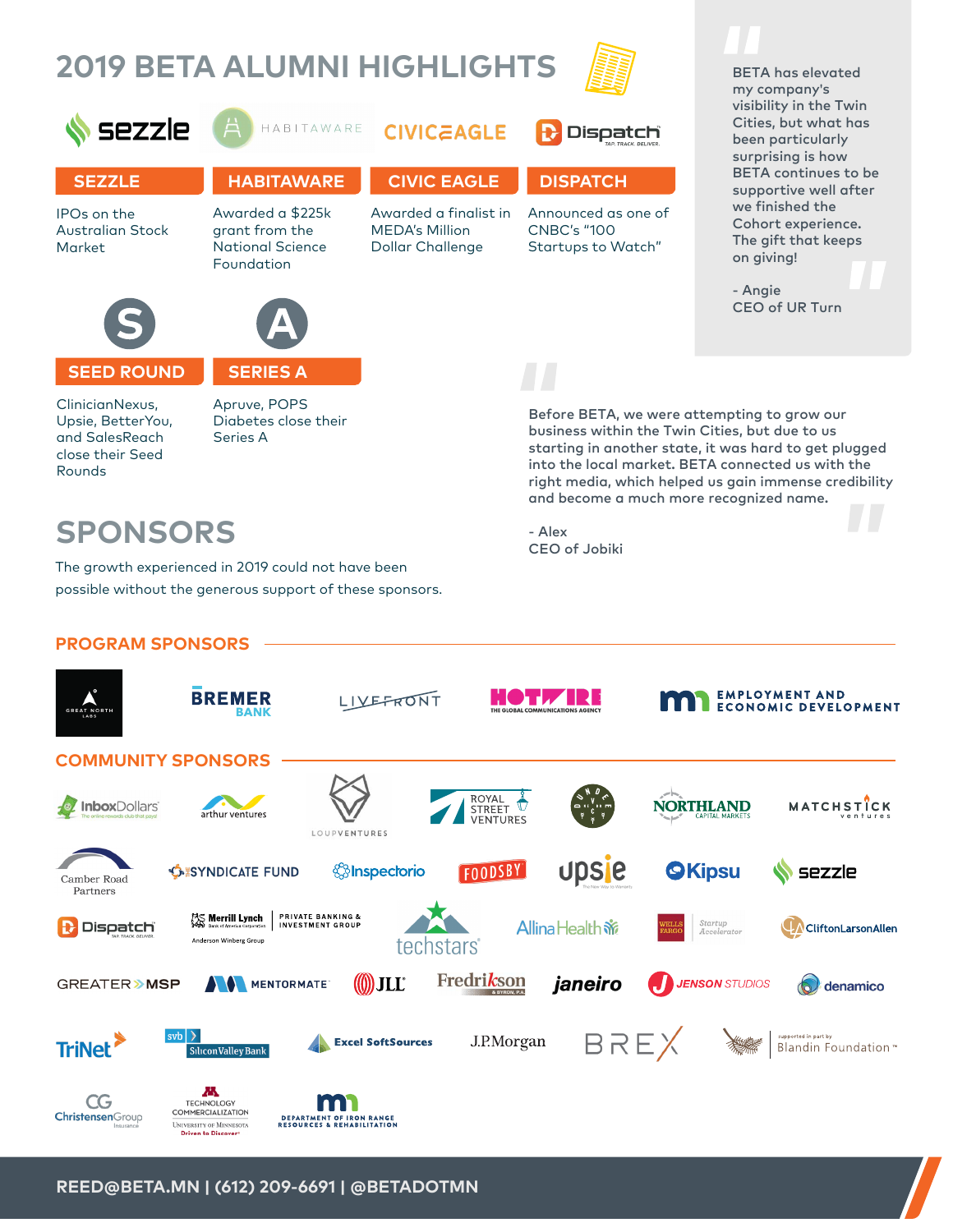# 2019 BETA ALUMNI HIGHLIGHTS

### SEZZLE

IPOs on the Australian Stock Market

### HABITAWARE

Awarded a $225k grant from the National Science Foundation

### CIVIC EAGLE

Awarded a finalist in MEDA's Million Dollar Challenge

### DISPATCH

Announced as one of CNBC's "100 Startups to Watch"

### SEED ROUND

ClinicianNexus, Upsie, BetterYou, and SalesReach close their Seed Rounds

### SERIES A

Apruve, POPS Diabetes close their Series A

> BETA has elevated my company's visibility in the Twin Cities, but what has been particularly surprising is how BETA continues to be supportive well after we finished the Cohort experience. The gift that keeps on giving!
>
> - Angie
> CEO of UR Turn

> Before BETA, we were attempting to grow our business within the Twin Cities, but due to us starting in another state, it was hard to get plugged into the local market. BETA connected us with the right media, which helped us gain immense credibility and become a much more recognized name.
>
> - Alex
> CEO of Jobiki

## SPONSORS

The growth experienced in 2019 could not have been possible without the generous support of these sponsors.

### PROGRAM SPONSORS

Great North Labs, Bremer Bank, Livefront, Hotwire – The Global Communications Agency, mn Employment and Economic Development

### COMMUNITY SPONSORS

InboxDollars, arthur ventures, Loup Ventures, Royal Street Ventures, Dundee, Northland Capital Markets, Matchstick Ventures, Camber Road Partners, Syndicate Fund, Inspectorio, Foodsby, upsie, Kipsu, sezzle, Dispatch, Merrill Lynch Private Banking & Investment Group – Anderson Winberg Group, techstars, Allina Health, Wells Fargo Startup Accelerator, CliftonLarsonAllen, Greater MSP, Mentormate, JLL, Fredrikson & Byron, P.A., janeiro, Jenson Studios, denamico, TriNet, SVB Silicon Valley Bank, Excel SoftSources, J.P.Morgan, BREX, Blandin Foundation, Christensen Group Insurance, Technology Commercialization University of Minnesota – Driven to Discover, mn Department of Iron Range Resources & Rehabilitation

REED@BETA.MN | (612) 209-6691 | @BETADOTMN